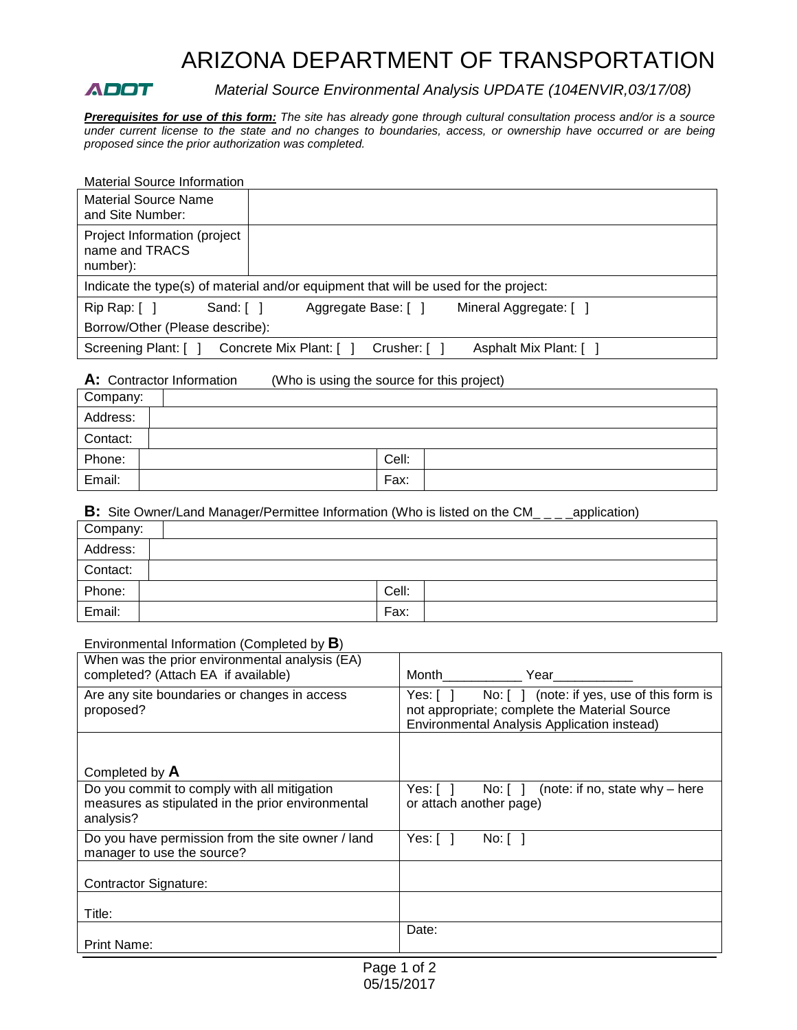# ARIZONA DEPARTMENT OF TRANSPORTATION

ADOT *Material Source Environmental Analysis UPDATE (104ENVIR,03/17/08)*

***Prerequisites for use of this form:*** *The site has already gone through cultural consultation process and/or is a source under current license to the state and no changes to boundaries, access, or ownership have occurred or are being proposed since the prior authorization was completed.*

Material Source Information

| Material Source Name and Site Number: | |
|---|---|
| Project Information (project name and TRACS number): | |
| Indicate the type(s) of material and/or equipment that will be used for the project: | |
| Rip Rap: [ ] Sand: [ ] Aggregate Base: [ ] Mineral Aggregate: [ ]<br>Borrow/Other (Please describe): | |
| Screening Plant: [ ] Concrete Mix Plant: [ ] Crusher: [ ] Asphalt Mix Plant: [ ] | |

**A:** Contractor Information (Who is using the source for this project)

| Company: | | | |
|---|---|---|---|
| Address: | | | |
| Contact: | | | |
| Phone: | | Cell: | |
| Email: | | Fax: | |

**B:** Site Owner/Land Manager/Permittee Information (Who is listed on the CM_ _ _ _application)

| Company: | | | |
|---|---|---|---|
| Address: | | | |
| Contact: | | | |
| Phone: | | Cell: | |
| Email: | | Fax: | |

Environmental Information (Completed by **B**)

| When was the prior environmental analysis (EA) completed? (Attach EA if available) | Month___________ Year___________ |
|---|---|
| Are any site boundaries or changes in access proposed? | Yes: [ ] No: [ ] (note: if yes, use of this form is not appropriate; complete the Material Source Environmental Analysis Application instead) |
| Completed by **A** | |
| Do you commit to comply with all mitigation measures as stipulated in the prior environmental analysis? | Yes: [ ] No: [ ] (note: if no, state why – here or attach another page) |
| Do you have permission from the site owner / land manager to use the source? | Yes: [ ] No: [ ] |
| Contractor Signature: | |
| Title: | |
| Print Name: | Date: |

05/15/2017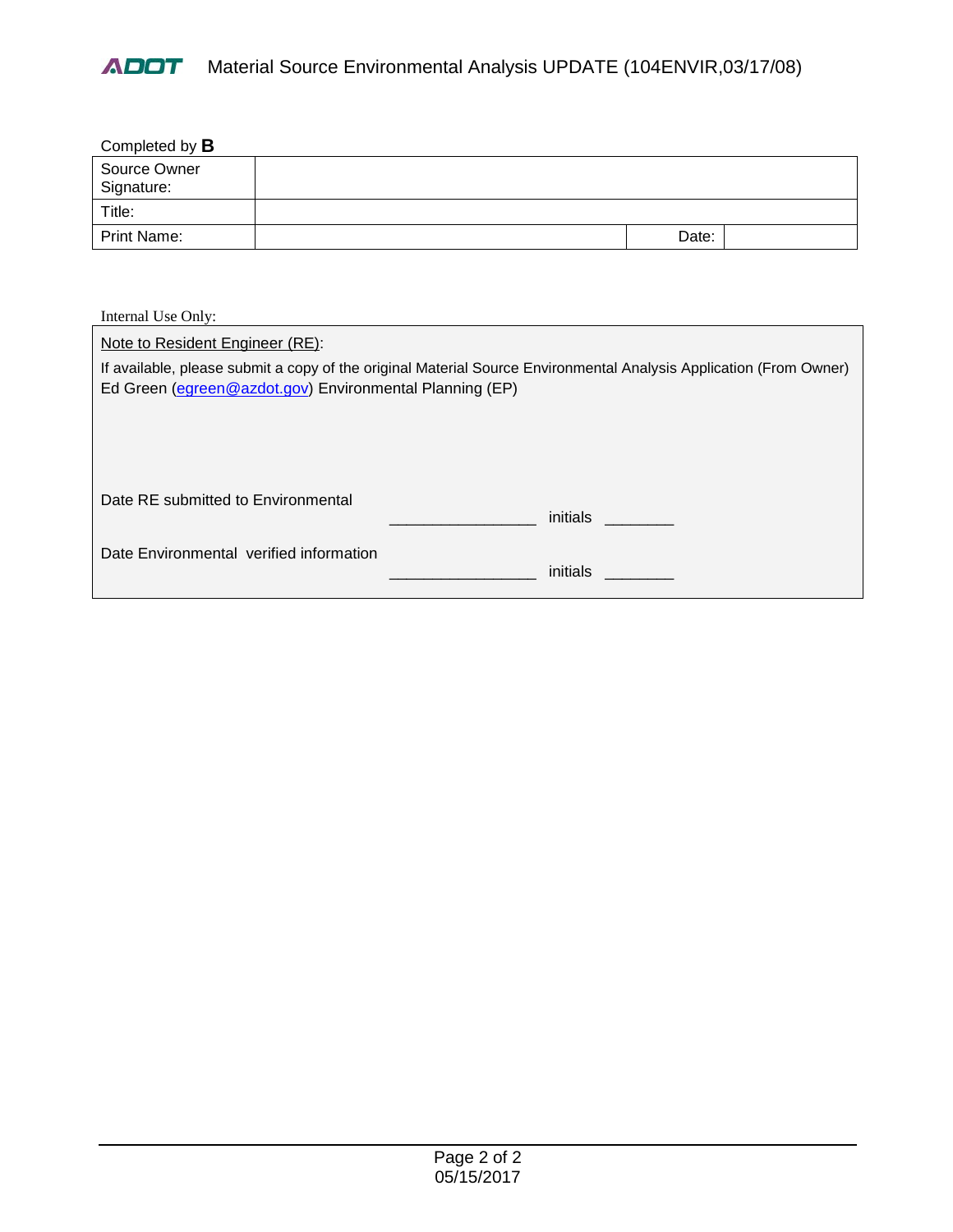Completed by **B**

| | | | |
|---|---|---|---|
| Source Owner Signature: | | | |
| Title: | | | |
| Print Name: | | Date: | |

Internal Use Only:

Note to Resident Engineer (RE):

If available, please submit a copy of the original Material Source Environmental Analysis Application (From Owner) Ed Green (egreen@azdot.gov) Environmental Planning (EP)

Date RE submitted to Environmental ________________ initials ________

Date Environmental verified information ________________ initials ________